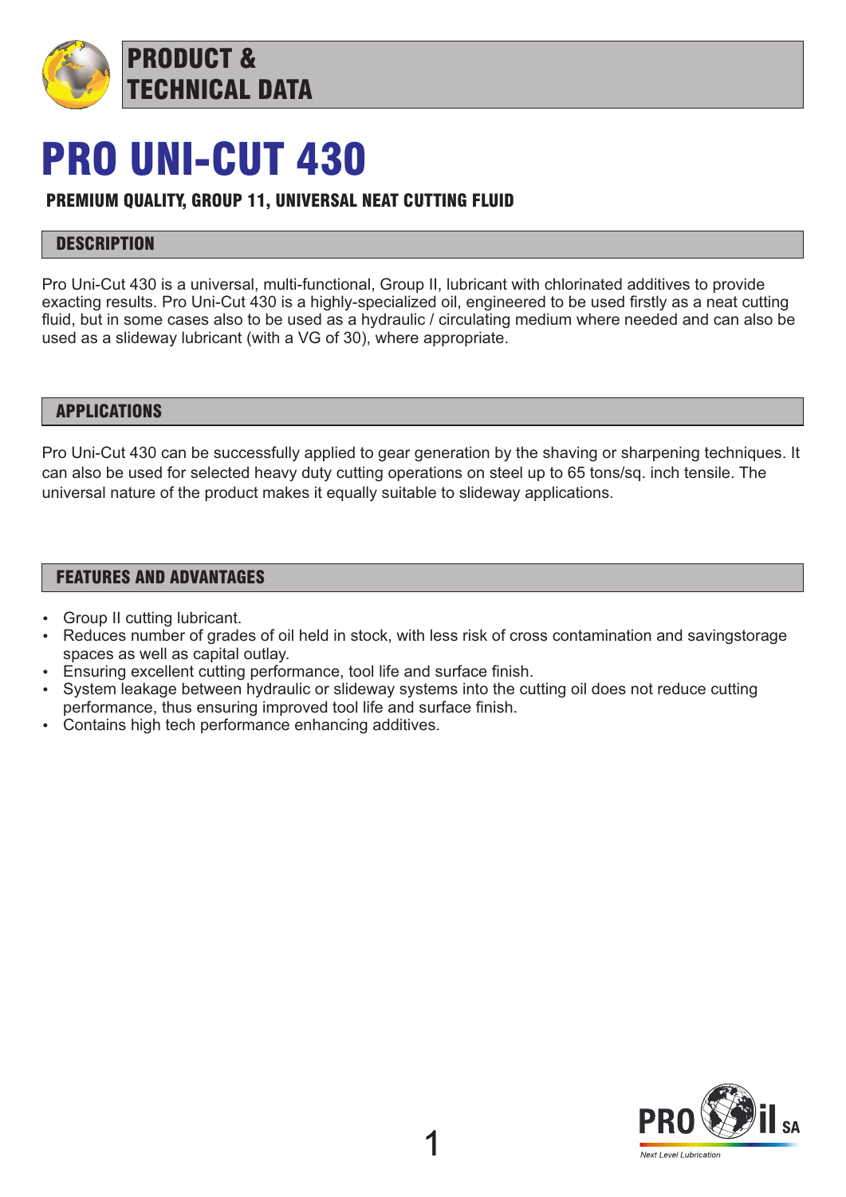# PRODUCT & TECHNICAL DATA

# PRO UNI-CUT 430

**PREMIUM QUALITY, GROUP 11, UNIVERSAL NEAT CUTTING FLUID**

## DESCRIPTION

Pro Uni-Cut 430 is a universal, multi-functional, Group II, lubricant with chlorinated additives to provide exacting results. Pro Uni-Cut 430 is a highly-specialized oil, engineered to be used firstly as a neat cutting fluid, but in some cases also to be used as a hydraulic / circulating medium where needed and can also be used as a slideway lubricant (with a VG of 30), where appropriate.

## APPLICATIONS

Pro Uni-Cut 430 can be successfully applied to gear generation by the shaving or sharpening techniques. It can also be used for selected heavy duty cutting operations on steel up to 65 tons/sq. inch tensile. The universal nature of the product makes it equally suitable to slideway applications.

## FEATURES AND ADVANTAGES

- Group II cutting lubricant.
- Reduces number of grades of oil held in stock, with less risk of cross contamination and savingstorage spaces as well as capital outlay.
- Ensuring excellent cutting performance, tool life and surface finish.
- System leakage between hydraulic or slideway systems into the cutting oil does not reduce cutting performance, thus ensuring improved tool life and surface finish.
- Contains high tech performance enhancing additives.

PRO il SA
*Next Level Lubrication*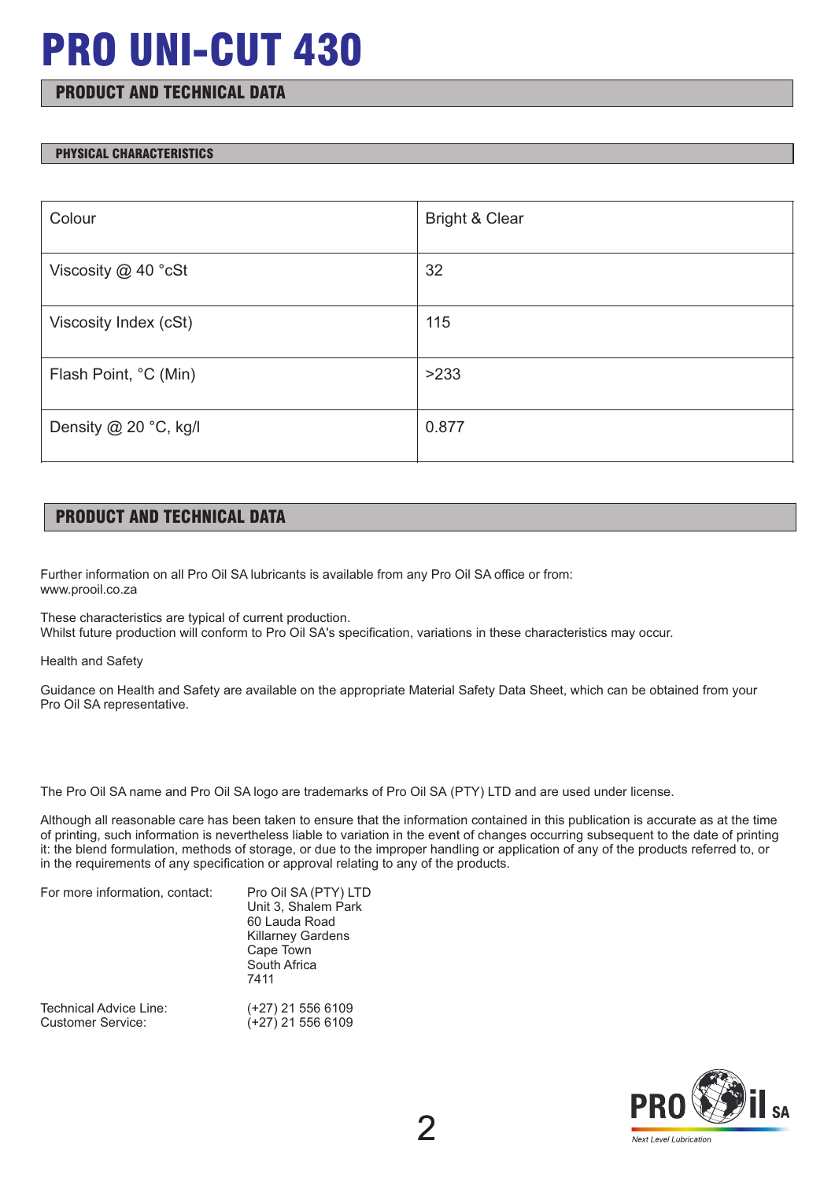# PRO UNI-CUT 430

## PRODUCT AND TECHNICAL DATA

### PHYSICAL CHARACTERISTICS

| | |
|---|---|
| Colour | Bright & Clear |
| Viscosity @ 40 °cSt | 32 |
| Viscosity Index (cSt) | 115 |
| Flash Point, °C (Min) | >233 |
| Density @ 20 °C, kg/l | 0.877 |

## PRODUCT AND TECHNICAL DATA

Further information on all Pro Oil SA lubricants is available from any Pro Oil SA office or from:
www.prooil.co.za

These characteristics are typical of current production.
Whilst future production will conform to Pro Oil SA's specification, variations in these characteristics may occur.

Health and Safety

Guidance on Health and Safety are available on the appropriate Material Safety Data Sheet, which can be obtained from your Pro Oil SA representative.

The Pro Oil SA name and Pro Oil SA logo are trademarks of Pro Oil SA (PTY) LTD and are used under license.

Although all reasonable care has been taken to ensure that the information contained in this publication is accurate as at the time of printing, such information is nevertheless liable to variation in the event of changes occurring subsequent to the date of printing it: the blend formulation, methods of storage, or due to the improper handling or application of any of the products referred to, or in the requirements of any specification or approval relating to any of the products.

For more information, contact:

Pro Oil SA (PTY) LTD
Unit 3, Shalem Park
60 Lauda Road
Killarney Gardens
Cape Town
South Africa
7411

Technical Advice Line: (+27) 21 556 6109
Customer Service: (+27) 21 556 6109

PRO Oil SA
Next Level Lubrication